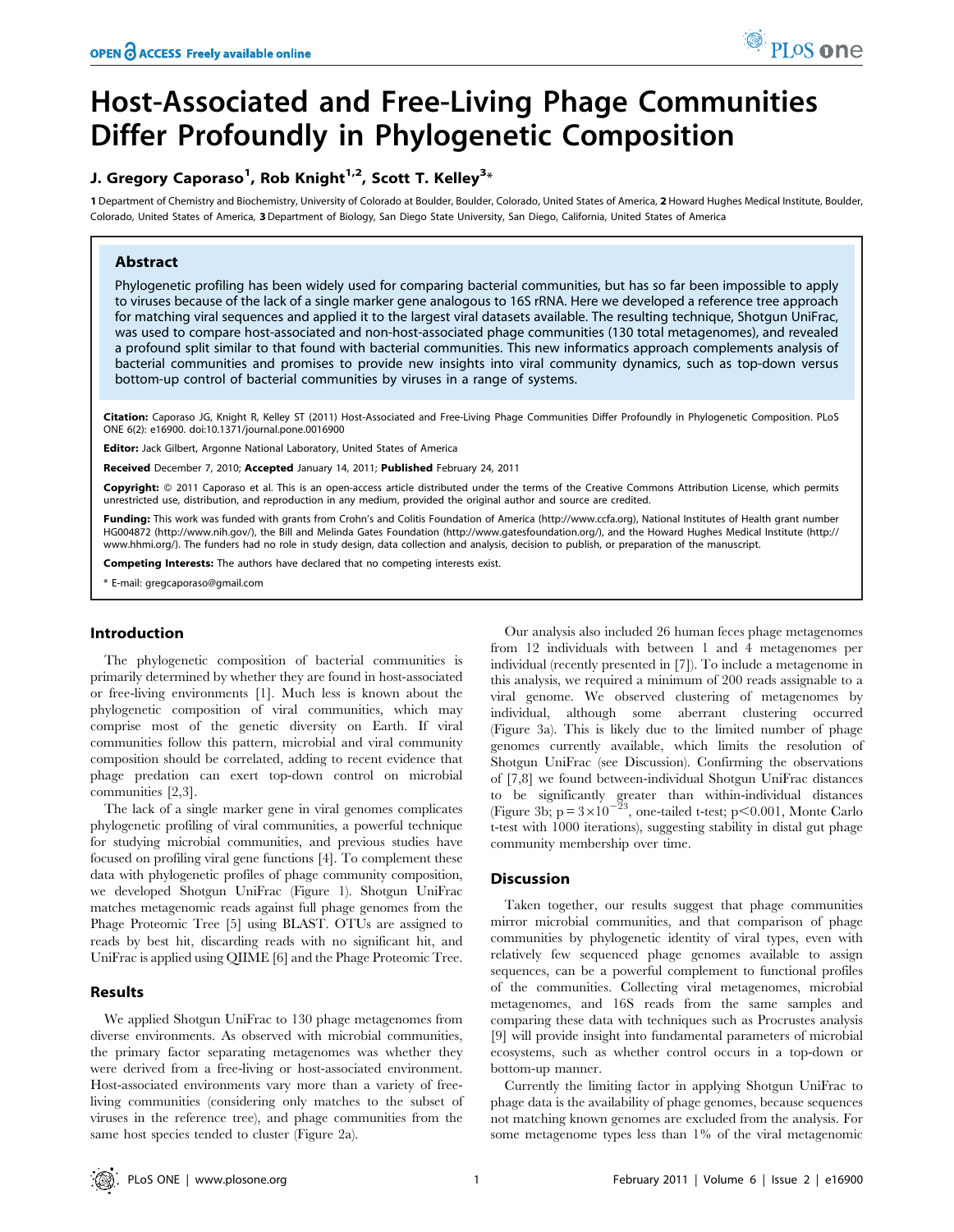# Host-Associated and Free-Living Phage Communities Differ Profoundly in Phylogenetic Composition

**J. Gregory Caporaso[1], Rob Knight[1,2], Scott T. Kelley[3]***

1 Department of Chemistry and Biochemistry, University of Colorado at Boulder, Boulder, Colorado, United States of America, 2 Howard Hughes Medical Institute, Boulder, Colorado, United States of America, 3 Department of Biology, San Diego State University, San Diego, California, United States of America

## Abstract

Phylogenetic profiling has been widely used for comparing bacterial communities, but has so far been impossible to apply to viruses because of the lack of a single marker gene analogous to 16S rRNA. Here we developed a reference tree approach for matching viral sequences and applied it to the largest viral datasets available. The resulting technique, Shotgun UniFrac, was used to compare host-associated and non-host-associated phage communities (130 total metagenomes), and revealed a profound split similar to that found with bacterial communities. This new informatics approach complements analysis of bacterial communities and promises to provide new insights into viral community dynamics, such as top-down versus bottom-up control of bacterial communities by viruses in a range of systems.

**Citation:** Caporaso JG, Knight R, Kelley ST (2011) Host-Associated and Free-Living Phage Communities Differ Profoundly in Phylogenetic Composition. PLoS ONE 6(2): e16900. doi:10.1371/journal.pone.0016900

**Editor:** Jack Gilbert, Argonne National Laboratory, United States of America

**Received** December 7, 2010; **Accepted** January 14, 2011; **Published** February 24, 2011

**Copyright:** © 2011 Caporaso et al. This is an open-access article distributed under the terms of the Creative Commons Attribution License, which permits unrestricted use, distribution, and reproduction in any medium, provided the original author and source are credited.

**Funding:** This work was funded with grants from Crohn's and Colitis Foundation of America (http://www.ccfa.org), National Institutes of Health grant number HG004872 (http://www.nih.gov/), the Bill and Melinda Gates Foundation (http://www.gatesfoundation.org/), and the Howard Hughes Medical Institute (http://www.hhmi.org/). The funders had no role in study design, data collection and analysis, decision to publish, or preparation of the manuscript.

**Competing Interests:** The authors have declared that no competing interests exist.

* E-mail: gregcaporaso@gmail.com

## Introduction

The phylogenetic composition of bacterial communities is primarily determined by whether they are found in host-associated or free-living environments [1]. Much less is known about the phylogenetic composition of viral communities, which may comprise most of the genetic diversity on Earth. If viral communities follow this pattern, microbial and viral community composition should be correlated, adding to recent evidence that phage predation can exert top-down control on microbial communities [2,3].

The lack of a single marker gene in viral genomes complicates phylogenetic profiling of viral communities, a powerful technique for studying microbial communities, and previous studies have focused on profiling viral gene functions [4]. To complement these data with phylogenetic profiles of phage community composition, we developed Shotgun UniFrac (Figure 1). Shotgun UniFrac matches metagenomic reads against full phage genomes from the Phage Proteomic Tree [5] using BLAST. OTUs are assigned to reads by best hit, discarding reads with no significant hit, and UniFrac is applied using QIIME [6] and the Phage Proteomic Tree.

## Results

We applied Shotgun UniFrac to 130 phage metagenomes from diverse environments. As observed with microbial communities, the primary factor separating metagenomes was whether they were derived from a free-living or host-associated environment. Host-associated environments vary more than a variety of free-living communities (considering only matches to the subset of viruses in the reference tree), and phage communities from the same host species tended to cluster (Figure 2a).

Our analysis also included 26 human feces phage metagenomes from 12 individuals with between 1 and 4 metagenomes per individual (recently presented in [7]). To include a metagenome in this analysis, we required a minimum of 200 reads assignable to a viral genome. We observed clustering of metagenomes by individual, although some aberrant clustering occurred (Figure 3a). This is likely due to the limited number of phage genomes currently available, which limits the resolution of Shotgun UniFrac (see Discussion). Confirming the observations of [7,8] we found between-individual Shotgun UniFrac distances to be significantly greater than within-individual distances (Figure 3b; $p = 3 \times 10^{-23}$, one-tailed t-test; $p < 0.001$, Monte Carlo t-test with 1000 iterations), suggesting stability in distal gut phage community membership over time.

## Discussion

Taken together, our results suggest that phage communities mirror microbial communities, and that comparison of phage communities by phylogenetic identity of viral types, even with relatively few sequenced phage genomes available to assign sequences, can be a powerful complement to functional profiles of the communities. Collecting viral metagenomes, microbial metagenomes, and 16S reads from the same samples and comparing these data with techniques such as Procrustes analysis [9] will provide insight into fundamental parameters of microbial ecosystems, such as whether control occurs in a top-down or bottom-up manner.

Currently the limiting factor in applying Shotgun UniFrac to phage data is the availability of phage genomes, because sequences not matching known genomes are excluded from the analysis. For some metagenome types less than 1% of the viral metagenomic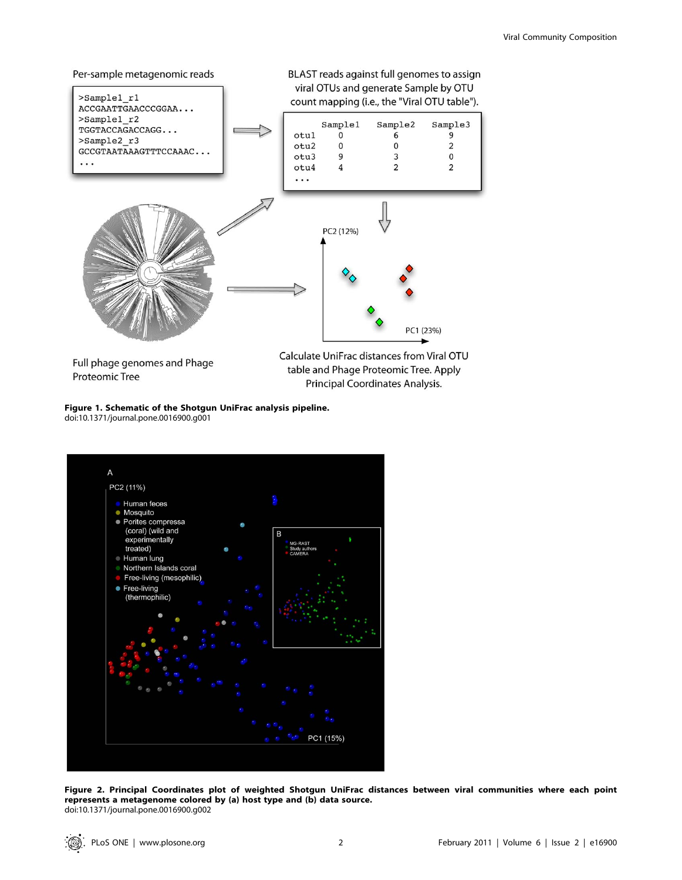Figure 1. Schematic of the Shotgun UniFrac analysis pipeline.

doi:10.1371/journal.pone.0016900.g001

**Figure 2. Principal Coordinates plot of weighted Shotgun UniFrac distances between viral communities where each point represents a metagenome colored by (a) host type and (b) data source.**

doi:10.1371/journal.pone.0016900.g002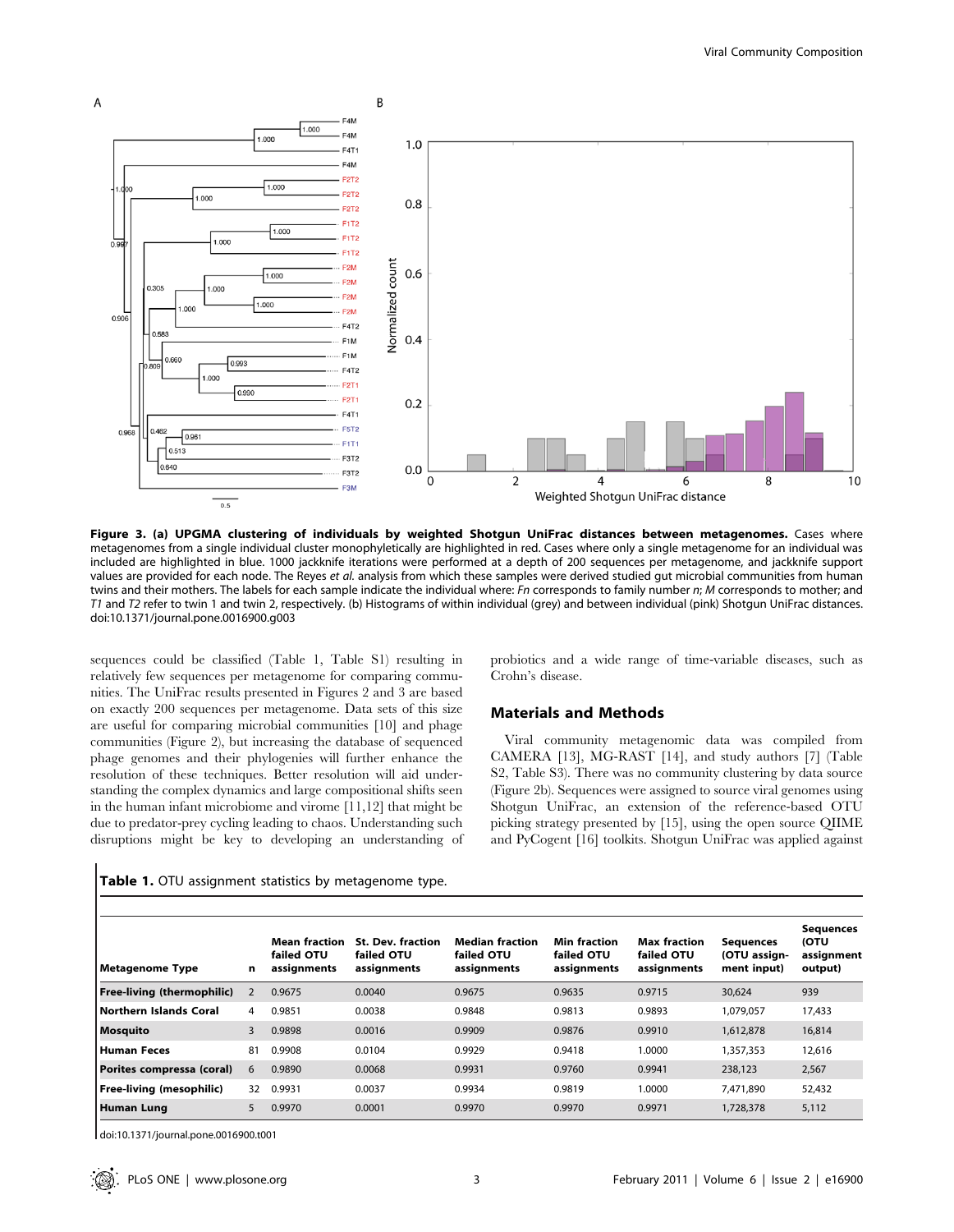**Figure 3. (a) UPGMA clustering of individuals by weighted Shotgun UniFrac distances between metagenomes.** Cases where metagenomes from a single individual cluster monophyletically are highlighted in red. Cases where only a single metagenome for an individual was included are highlighted in blue. 1000 jackknife iterations were performed at a depth of 200 sequences per metagenome, and jackknife support values are provided for each node. The Reyes *et al.* analysis from which these samples were derived studied gut microbial communities from human twins and their mothers. The labels for each sample indicate the individual where: *Fn* corresponds to family number *n*; *M* corresponds to mother; and *T1* and *T2* refer to twin 1 and twin 2, respectively. (b) Histograms of within individual (grey) and between individual (pink) Shotgun UniFrac distances.
doi:10.1371/journal.pone.0016900.g003

sequences could be classified (Table 1, Table S1) resulting in relatively few sequences per metagenome for comparing communities. The UniFrac results presented in Figures 2 and 3 are based on exactly 200 sequences per metagenome. Data sets of this size are useful for comparing microbial communities [10] and phage communities (Figure 2), but increasing the database of sequenced phage genomes and their phylogenies will further enhance the resolution of these techniques. Better resolution will aid understanding the complex dynamics and large compositional shifts seen in the human infant microbiome and virome [11,12] that might be due to predator-prey cycling leading to chaos. Understanding such disruptions might be key to developing an understanding of probiotics and a wide range of time-variable diseases, such as Crohn's disease.

## Materials and Methods

Viral community metagenomic data was compiled from CAMERA [13], MG-RAST [14], and study authors [7] (Table S2, Table S3). There was no community clustering by data source (Figure 2b). Sequences were assigned to source viral genomes using Shotgun UniFrac, an extension of the reference-based OTU picking strategy presented by [15], using the open source QIIME and PyCogent [16] toolkits. Shotgun UniFrac was applied against

**Table 1.** OTU assignment statistics by metagenome type.

| Metagenome Type | n | Mean fraction failed OTU assignments | St. Dev. fraction failed OTU assignments | Median fraction failed OTU assignments | Min fraction failed OTU assignments | Max fraction failed OTU assignments | Sequences (OTU assignment input) | Sequences (OTU assignment output) |
|---|---|---|---|---|---|---|---|---|
| **Free-living (thermophilic)** | 2 | 0.9675 | 0.0040 | 0.9675 | 0.9635 | 0.9715 | 30,624 | 939 |
| **Northern Islands Coral** | 4 | 0.9851 | 0.0038 | 0.9848 | 0.9813 | 0.9893 | 1,079,057 | 17,433 |
| **Mosquito** | 3 | 0.9898 | 0.0016 | 0.9909 | 0.9876 | 0.9910 | 1,612,878 | 16,814 |
| **Human Feces** | 81 | 0.9908 | 0.0104 | 0.9929 | 0.9418 | 1.0000 | 1,357,353 | 12,616 |
| **Porites compressa (coral)** | 6 | 0.9890 | 0.0068 | 0.9931 | 0.9760 | 0.9941 | 238,123 | 2,567 |
| **Free-living (mesophilic)** | 32 | 0.9931 | 0.0037 | 0.9934 | 0.9819 | 1.0000 | 7,471,890 | 52,432 |
| **Human Lung** | 5 | 0.9970 | 0.0001 | 0.9970 | 0.9970 | 0.9971 | 1,728,378 | 5,112 |

doi:10.1371/journal.pone.0016900.t001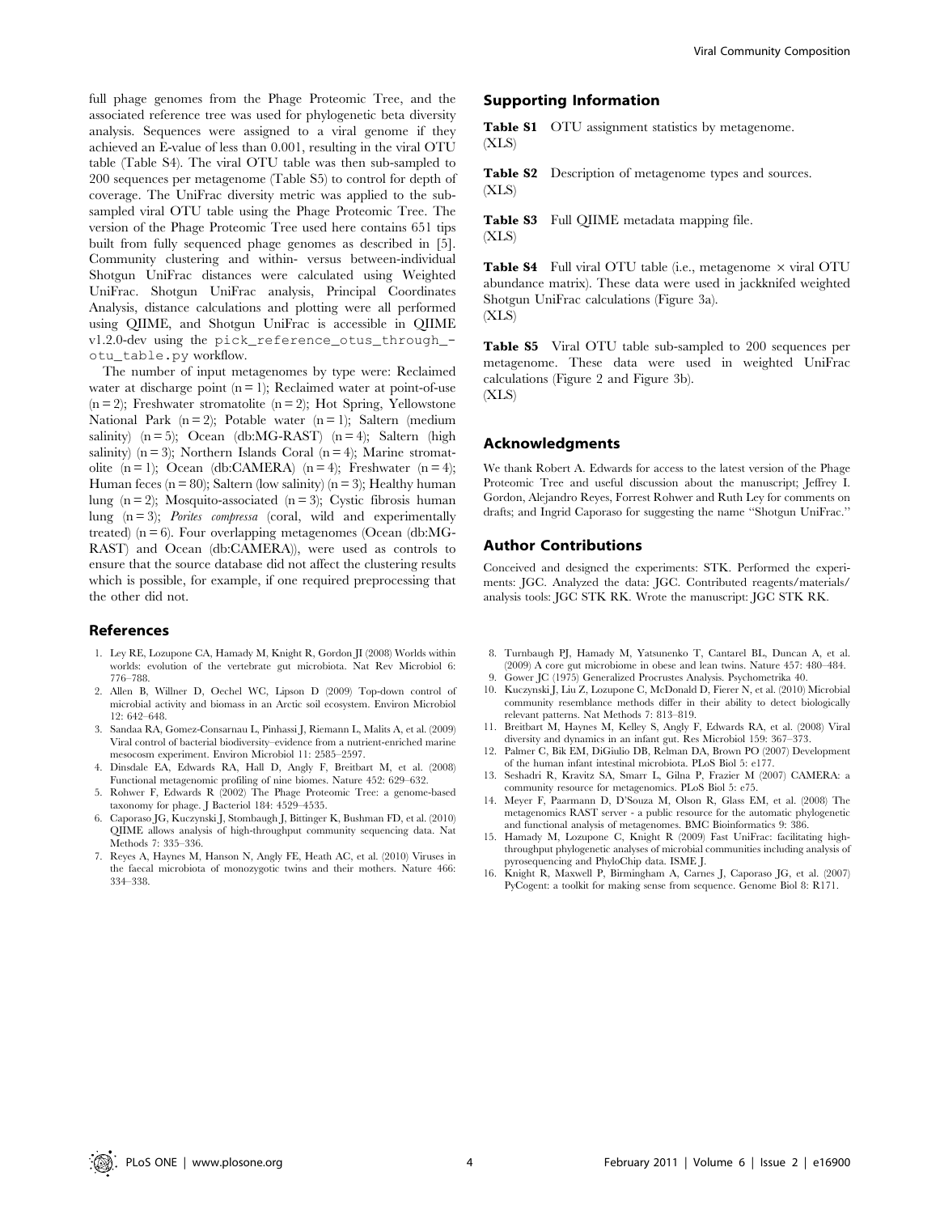full phage genomes from the Phage Proteomic Tree, and the associated reference tree was used for phylogenetic beta diversity analysis. Sequences were assigned to a viral genome if they achieved an E-value of less than 0.001, resulting in the viral OTU table (Table S4). The viral OTU table was then sub-sampled to 200 sequences per metagenome (Table S5) to control for depth of coverage. The UniFrac diversity metric was applied to the sub-sampled viral OTU table using the Phage Proteomic Tree. The version of the Phage Proteomic Tree used here contains 651 tips built from fully sequenced phage genomes as described in [5]. Community clustering and within- versus between-individual Shotgun UniFrac distances were calculated using Weighted UniFrac. Shotgun UniFrac analysis, Principal Coordinates Analysis, distance calculations and plotting were all performed using QIIME, and Shotgun UniFrac is accessible in QIIME v1.2.0-dev using the `pick_reference_otus_through_otu_table.py` workflow.

The number of input metagenomes by type were: Reclaimed water at discharge point (n = 1); Reclaimed water at point-of-use (n = 2); Freshwater stromatolite (n = 2); Hot Spring, Yellowstone National Park (n = 2); Potable water (n = 1); Saltern (medium salinity) (n = 5); Ocean (db:MG-RAST) (n = 4); Saltern (high salinity) (n = 3); Northern Islands Coral (n = 4); Marine stromatolite (n = 1); Ocean (db:CAMERA) (n = 4); Freshwater (n = 4); Human feces (n = 80); Saltern (low salinity) (n = 3); Healthy human lung (n = 2); Mosquito-associated (n = 3); Cystic fibrosis human lung (n = 3); *Porites compressa* (coral, wild and experimentally treated) (n = 6). Four overlapping metagenomes (Ocean (db:MG-RAST) and Ocean (db:CAMERA)), were used as controls to ensure that the source database did not affect the clustering results which is possible, for example, if one required preprocessing that the other did not.

## Supporting Information

**Table S1** OTU assignment statistics by metagenome. (XLS)

**Table S2** Description of metagenome types and sources. (XLS)

**Table S3** Full QIIME metadata mapping file. (XLS)

**Table S4** Full viral OTU table (i.e., metagenome × viral OTU abundance matrix). These data were used in jackknifed weighted Shotgun UniFrac calculations (Figure 3a). (XLS)

**Table S5** Viral OTU table sub-sampled to 200 sequences per metagenome. These data were used in weighted UniFrac calculations (Figure 2 and Figure 3b). (XLS)

## Acknowledgments

We thank Robert A. Edwards for access to the latest version of the Phage Proteomic Tree and useful discussion about the manuscript; Jeffrey I. Gordon, Alejandro Reyes, Forrest Rohwer and Ruth Ley for comments on drafts; and Ingrid Caporaso for suggesting the name "Shotgun UniFrac."

## Author Contributions

Conceived and designed the experiments: STK. Performed the experiments: JGC. Analyzed the data: JGC. Contributed reagents/materials/analysis tools: JGC STK RK. Wrote the manuscript: JGC STK RK.

## References

1. Ley RE, Lozupone CA, Hamady M, Knight R, Gordon JI (2008) Worlds within worlds: evolution of the vertebrate gut microbiota. Nat Rev Microbiol 6: 776–788.
2. Allen B, Willner D, Oechel WC, Lipson D (2009) Top-down control of microbial activity and biomass in an Arctic soil ecosystem. Environ Microbiol 12: 642–648.
3. Sandaa RA, Gomez-Consarnau L, Pinhassi J, Riemann L, Malits A, et al. (2009) Viral control of bacterial biodiversity–evidence from a nutrient-enriched marine mesocosm experiment. Environ Microbiol 11: 2585–2597.
4. Dinsdale EA, Edwards RA, Hall D, Angly F, Breitbart M, et al. (2008) Functional metagenomic profiling of nine biomes. Nature 452: 629–632.
5. Rohwer F, Edwards R (2002) The Phage Proteomic Tree: a genome-based taxonomy for phage. J Bacteriol 184: 4529–4535.
6. Caporaso JG, Kuczynski J, Stombaugh J, Bittinger K, Bushman FD, et al. (2010) QIIME allows analysis of high-throughput community sequencing data. Nat Methods 7: 335–336.
7. Reyes A, Haynes M, Hanson N, Angly FE, Heath AC, et al. (2010) Viruses in the faecal microbiota of monozygotic twins and their mothers. Nature 466: 334–338.
8. Turnbaugh PJ, Hamady M, Yatsunenko T, Cantarel BL, Duncan A, et al. (2009) A core gut microbiome in obese and lean twins. Nature 457: 480–484.
9. Gower JC (1975) Generalized Procrustes Analysis. Psychometrika 40.
10. Kuczynski J, Liu Z, Lozupone C, McDonald D, Fierer N, et al. (2010) Microbial community resemblance methods differ in their ability to detect biologically relevant patterns. Nat Methods 7: 813–819.
11. Breitbart M, Haynes M, Kelley S, Angly F, Edwards RA, et al. (2008) Viral diversity and dynamics in an infant gut. Res Microbiol 159: 367–373.
12. Palmer C, Bik EM, DiGiulio DB, Relman DA, Brown PO (2007) Development of the human infant intestinal microbiota. PLoS Biol 5: e177.
13. Seshadri R, Kravitz SA, Smarr L, Gilna P, Frazier M (2007) CAMERA: a community resource for metagenomics. PLoS Biol 5: e75.
14. Meyer F, Paarmann D, D'Souza M, Olson R, Glass EM, et al. (2008) The metagenomics RAST server - a public resource for the automatic phylogenetic and functional analysis of metagenomes. BMC Bioinformatics 9: 386.
15. Hamady M, Lozupone C, Knight R (2009) Fast UniFrac: facilitating high-throughput phylogenetic analyses of microbial communities including analysis of pyrosequencing and PhyloChip data. ISME J.
16. Knight R, Maxwell P, Birmingham A, Carnes J, Caporaso JG, et al. (2007) PyCogent: a toolkit for making sense from sequence. Genome Biol 8: R171.